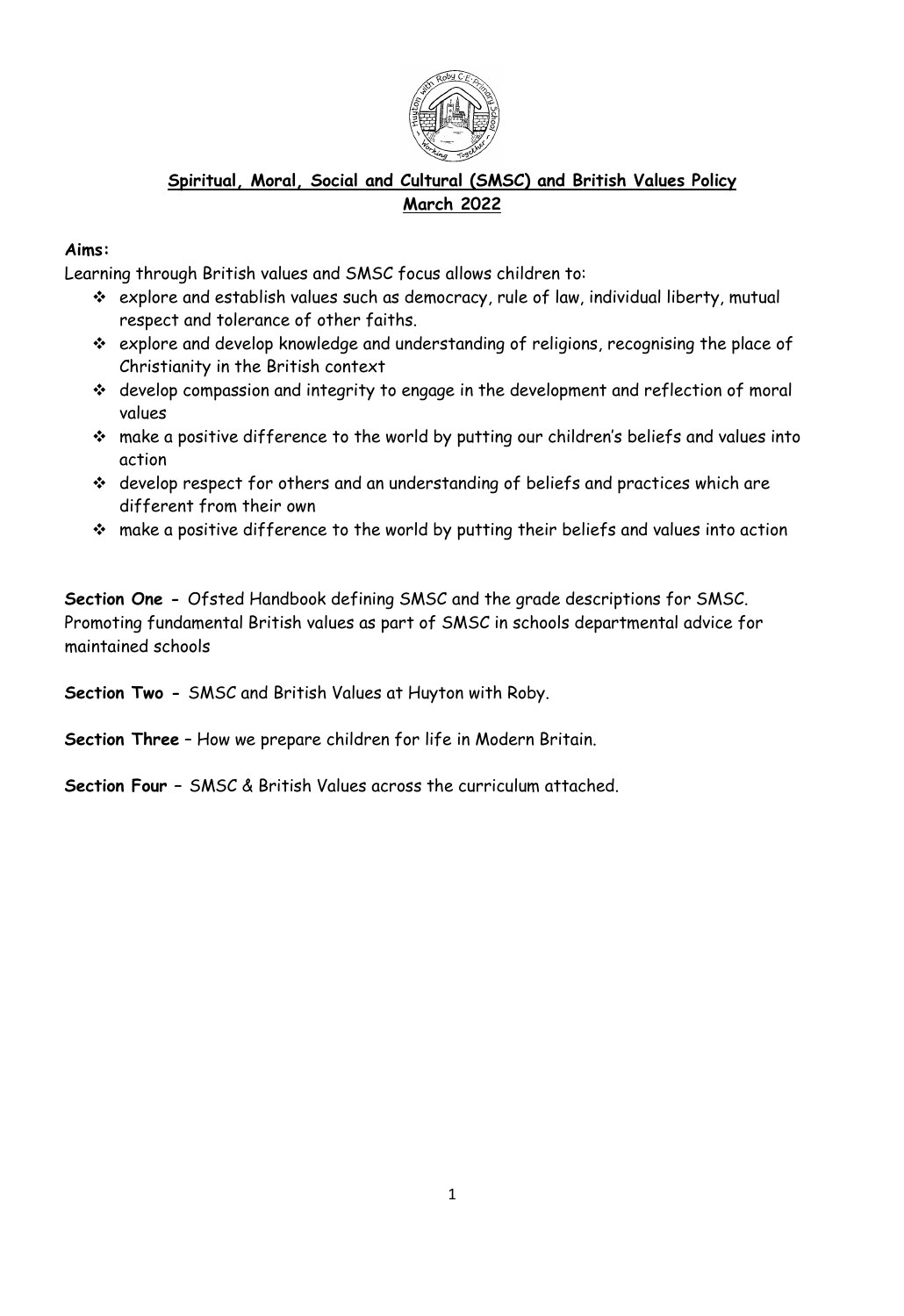**Spiritual, Moral, Social and Cultural (SMSC) and British Values Policy**
**March 2022**

**Aims:**

Learning through British values and SMSC focus allows children to:

- explore and establish values such as democracy, rule of law, individual liberty, mutual respect and tolerance of other faiths.
- explore and develop knowledge and understanding of religions, recognising the place of Christianity in the British context
- develop compassion and integrity to engage in the development and reflection of moral values
- make a positive difference to the world by putting our children's beliefs and values into action
- develop respect for others and an understanding of beliefs and practices which are different from their own
- make a positive difference to the world by putting their beliefs and values into action

**Section One -** Ofsted Handbook defining SMSC and the grade descriptions for SMSC. Promoting fundamental British values as part of SMSC in schools departmental advice for maintained schools

**Section Two -** SMSC and British Values at Huyton with Roby.

**Section Three** – How we prepare children for life in Modern Britain.

**Section Four** – SMSC & British Values across the curriculum attached.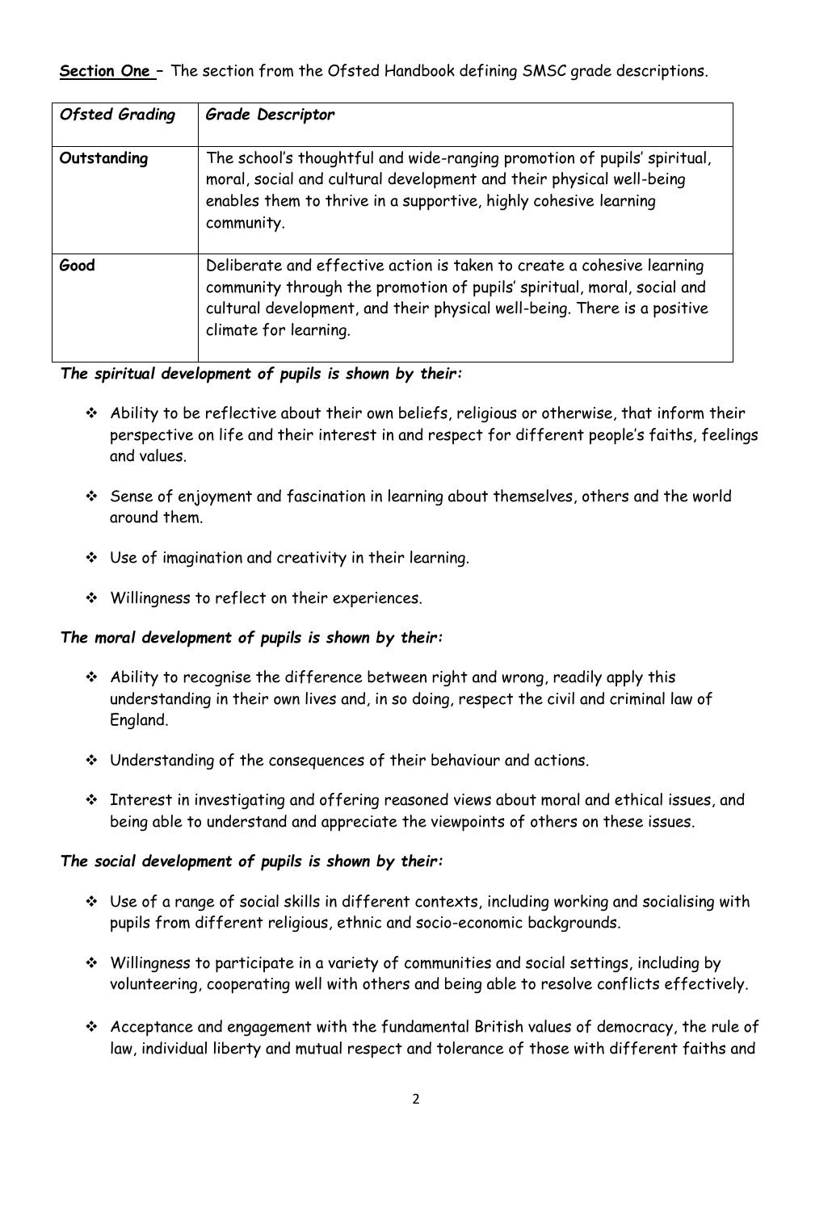**Section One** – The section from the Ofsted Handbook defining SMSC grade descriptions.

| *Ofsted Grading* | *Grade Descriptor* |
|---|---|
| **Outstanding** | The school's thoughtful and wide-ranging promotion of pupils' spiritual, moral, social and cultural development and their physical well-being enables them to thrive in a supportive, highly cohesive learning community. |
| **Good** | Deliberate and effective action is taken to create a cohesive learning community through the promotion of pupils' spiritual, moral, social and cultural development, and their physical well-being. There is a positive climate for learning. |

***The spiritual development of pupils is shown by their:***

- Ability to be reflective about their own beliefs, religious or otherwise, that inform their perspective on life and their interest in and respect for different people's faiths, feelings and values.
- Sense of enjoyment and fascination in learning about themselves, others and the world around them.
- Use of imagination and creativity in their learning.
- Willingness to reflect on their experiences.

***The moral development of pupils is shown by their:***

- Ability to recognise the difference between right and wrong, readily apply this understanding in their own lives and, in so doing, respect the civil and criminal law of England.
- Understanding of the consequences of their behaviour and actions.
- Interest in investigating and offering reasoned views about moral and ethical issues, and being able to understand and appreciate the viewpoints of others on these issues.

***The social development of pupils is shown by their:***

- Use of a range of social skills in different contexts, including working and socialising with pupils from different religious, ethnic and socio-economic backgrounds.
- Willingness to participate in a variety of communities and social settings, including by volunteering, cooperating well with others and being able to resolve conflicts effectively.
- Acceptance and engagement with the fundamental British values of democracy, the rule of law, individual liberty and mutual respect and tolerance of those with different faiths and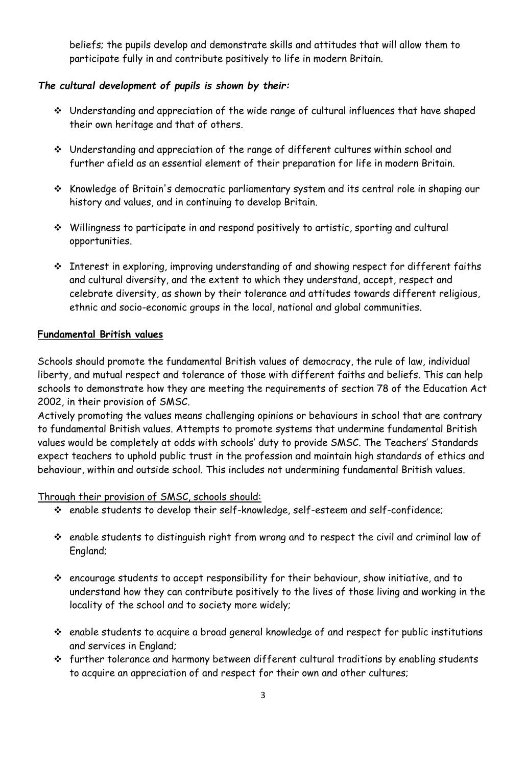beliefs; the pupils develop and demonstrate skills and attitudes that will allow them to participate fully in and contribute positively to life in modern Britain.

***The cultural development of pupils is shown by their:***

- Understanding and appreciation of the wide range of cultural influences that have shaped their own heritage and that of others.
- Understanding and appreciation of the range of different cultures within school and further afield as an essential element of their preparation for life in modern Britain.
- Knowledge of Britain's democratic parliamentary system and its central role in shaping our history and values, and in continuing to develop Britain.
- Willingness to participate in and respond positively to artistic, sporting and cultural opportunities.
- Interest in exploring, improving understanding of and showing respect for different faiths and cultural diversity, and the extent to which they understand, accept, respect and celebrate diversity, as shown by their tolerance and attitudes towards different religious, ethnic and socio-economic groups in the local, national and global communities.

**Fundamental British values**

Schools should promote the fundamental British values of democracy, the rule of law, individual liberty, and mutual respect and tolerance of those with different faiths and beliefs. This can help schools to demonstrate how they are meeting the requirements of section 78 of the Education Act 2002, in their provision of SMSC.
Actively promoting the values means challenging opinions or behaviours in school that are contrary to fundamental British values. Attempts to promote systems that undermine fundamental British values would be completely at odds with schools' duty to provide SMSC. The Teachers' Standards expect teachers to uphold public trust in the profession and maintain high standards of ethics and behaviour, within and outside school. This includes not undermining fundamental British values.

Through their provision of SMSC, schools should:

- enable students to develop their self-knowledge, self-esteem and self-confidence;
- enable students to distinguish right from wrong and to respect the civil and criminal law of England;
- encourage students to accept responsibility for their behaviour, show initiative, and to understand how they can contribute positively to the lives of those living and working in the locality of the school and to society more widely;
- enable students to acquire a broad general knowledge of and respect for public institutions and services in England;
- further tolerance and harmony between different cultural traditions by enabling students to acquire an appreciation of and respect for their own and other cultures;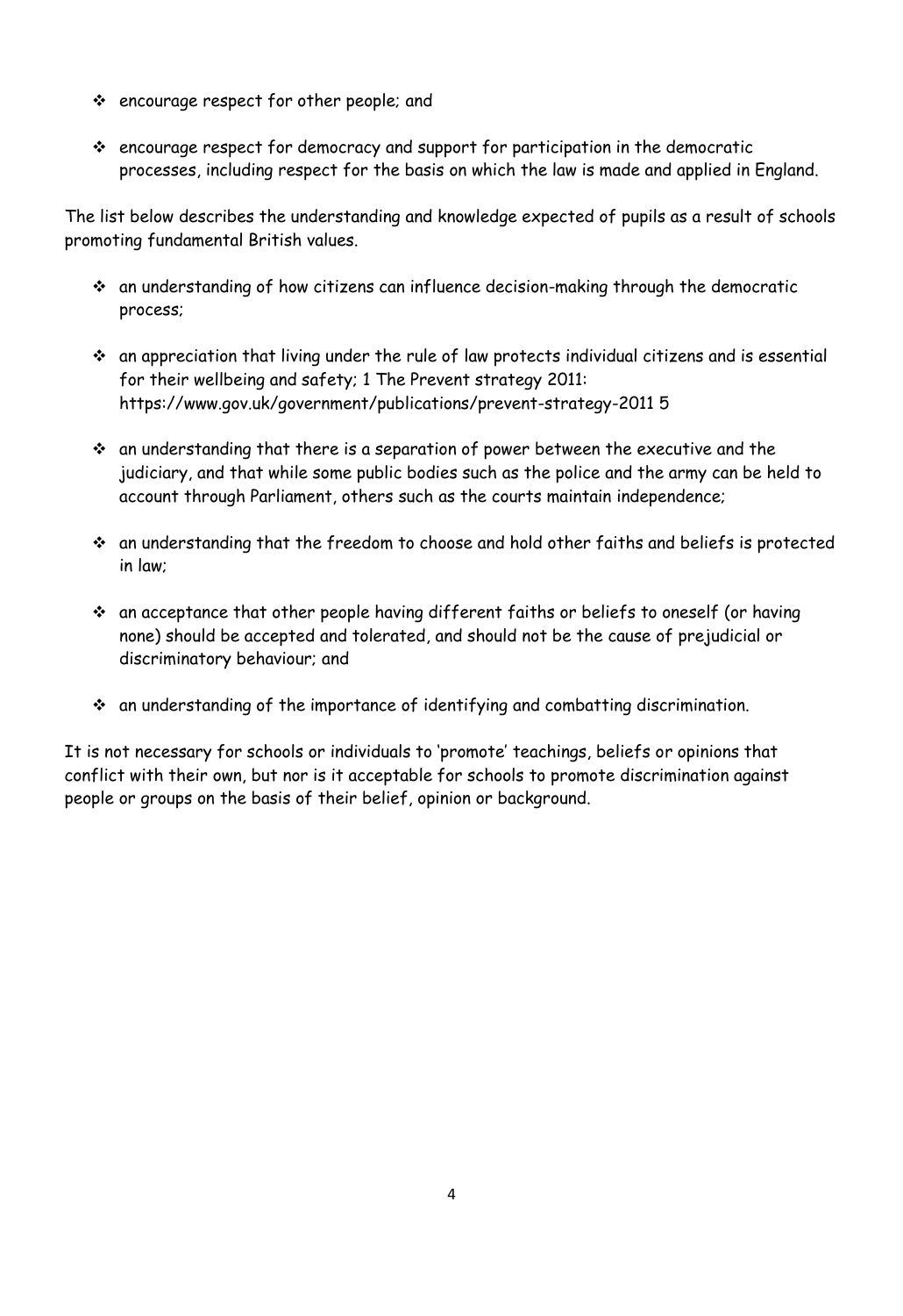- encourage respect for other people; and
- encourage respect for democracy and support for participation in the democratic processes, including respect for the basis on which the law is made and applied in England.

The list below describes the understanding and knowledge expected of pupils as a result of schools promoting fundamental British values.

- an understanding of how citizens can influence decision-making through the democratic process;
- an appreciation that living under the rule of law protects individual citizens and is essential for their wellbeing and safety; 1 The Prevent strategy 2011: https://www.gov.uk/government/publications/prevent-strategy-2011 5
- an understanding that there is a separation of power between the executive and the judiciary, and that while some public bodies such as the police and the army can be held to account through Parliament, others such as the courts maintain independence;
- an understanding that the freedom to choose and hold other faiths and beliefs is protected in law;
- an acceptance that other people having different faiths or beliefs to oneself (or having none) should be accepted and tolerated, and should not be the cause of prejudicial or discriminatory behaviour; and
- an understanding of the importance of identifying and combatting discrimination.

It is not necessary for schools or individuals to 'promote' teachings, beliefs or opinions that conflict with their own, but nor is it acceptable for schools to promote discrimination against people or groups on the basis of their belief, opinion or background.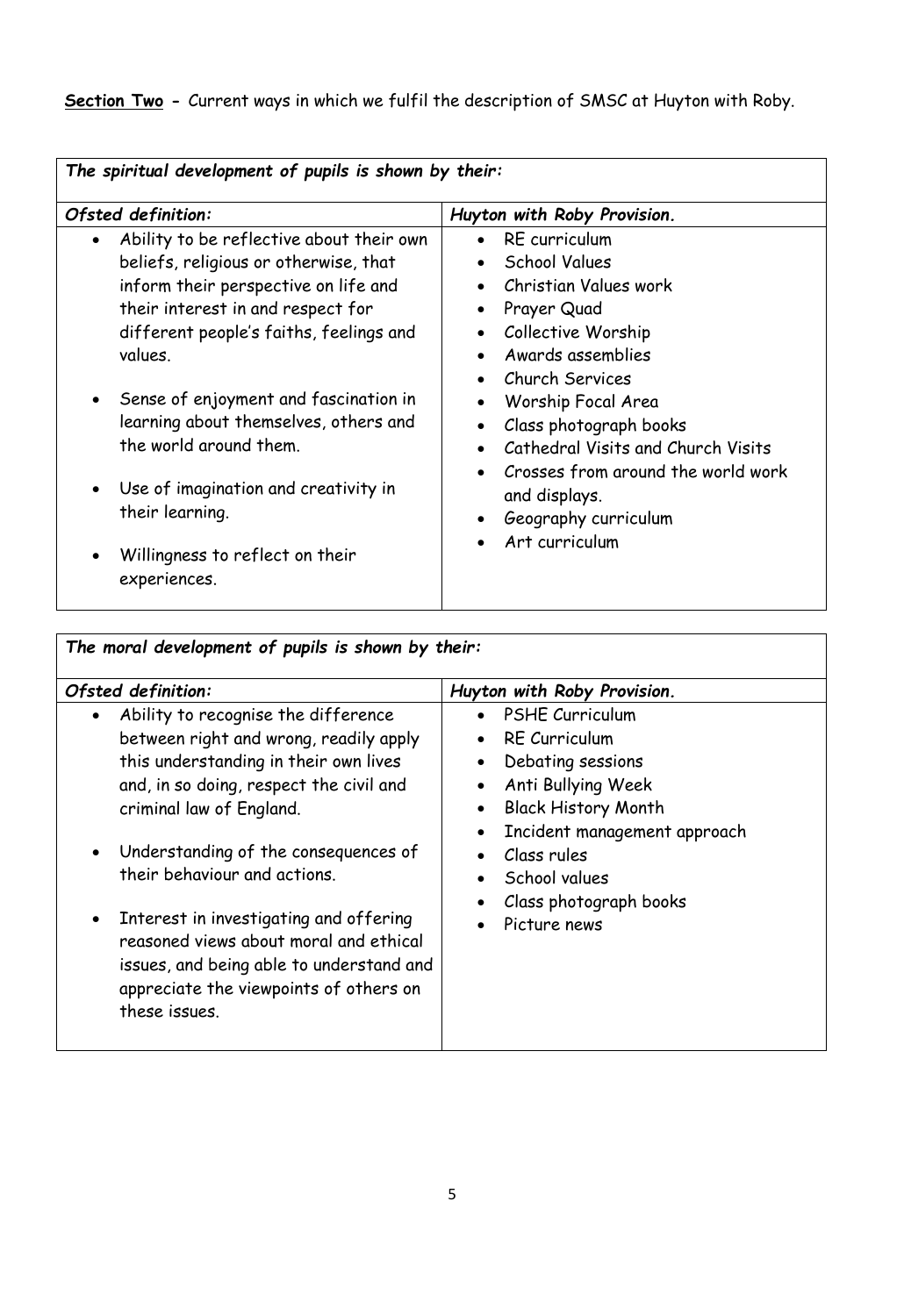**Section Two -** Current ways in which we fulfil the description of SMSC at Huyton with Roby.

| *The spiritual development of pupils is shown by their:* | |
|---|---|
| ***Ofsted definition:*** | ***Huyton with Roby Provision.*** |
| • Ability to be reflective about their own beliefs, religious or otherwise, that inform their perspective on life and their interest in and respect for different people's faiths, feelings and values.<br><br>• Sense of enjoyment and fascination in learning about themselves, others and the world around them.<br><br>• Use of imagination and creativity in their learning.<br><br>• Willingness to reflect on their experiences. | • RE curriculum<br>• School Values<br>• Christian Values work<br>• Prayer Quad<br>• Collective Worship<br>• Awards assemblies<br>• Church Services<br>• Worship Focal Area<br>• Class photograph books<br>• Cathedral Visits and Church Visits<br>• Crosses from around the world work and displays.<br>• Geography curriculum<br>• Art curriculum |

| *The moral development of pupils is shown by their:* | |
|---|---|
| ***Ofsted definition:*** | ***Huyton with Roby Provision.*** |
| • Ability to recognise the difference between right and wrong, readily apply this understanding in their own lives and, in so doing, respect the civil and criminal law of England.<br><br>• Understanding of the consequences of their behaviour and actions.<br><br>• Interest in investigating and offering reasoned views about moral and ethical issues, and being able to understand and appreciate the viewpoints of others on these issues. | • PSHE Curriculum<br>• RE Curriculum<br>• Debating sessions<br>• Anti Bullying Week<br>• Black History Month<br>• Incident management approach<br>• Class rules<br>• School values<br>• Class photograph books<br>• Picture news |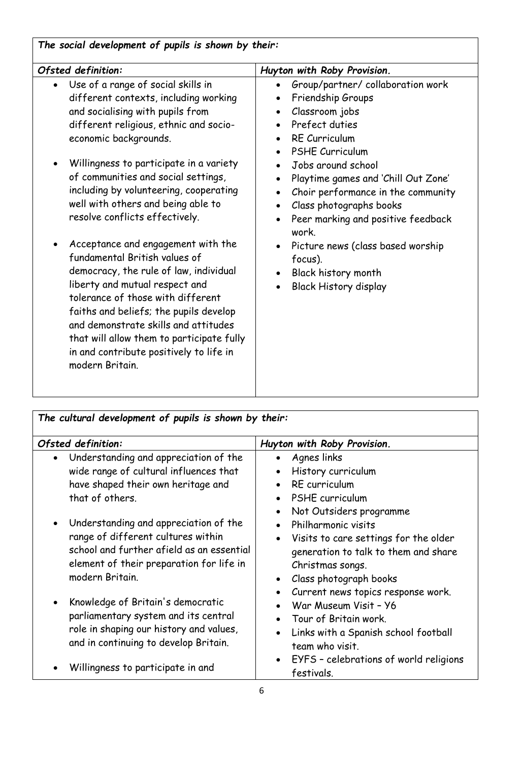| *The social development of pupils is shown by their:* | |
|---|---|
| ***Ofsted definition:*** | ***Huyton with Roby Provision.*** |
| • Use of a range of social skills in different contexts, including working and socialising with pupils from different religious, ethnic and socio-economic backgrounds.<br><br>• Willingness to participate in a variety of communities and social settings, including by volunteering, cooperating well with others and being able to resolve conflicts effectively.<br><br>• Acceptance and engagement with the fundamental British values of democracy, the rule of law, individual liberty and mutual respect and tolerance of those with different faiths and beliefs; the pupils develop and demonstrate skills and attitudes that will allow them to participate fully in and contribute positively to life in modern Britain. | • Group/partner/ collaboration work<br>• Friendship Groups<br>• Classroom jobs<br>• Prefect duties<br>• RE Curriculum<br>• PSHE Curriculum<br>• Jobs around school<br>• Playtime games and 'Chill Out Zone'<br>• Choir performance in the community<br>• Class photographs books<br>• Peer marking and positive feedback work.<br>• Picture news (class based worship focus).<br>• Black history month<br>• Black History display |

| *The cultural development of pupils is shown by their:* | |
|---|---|
| ***Ofsted definition:*** | ***Huyton with Roby Provision.*** |
| • Understanding and appreciation of the wide range of cultural influences that have shaped their own heritage and that of others.<br><br>• Understanding and appreciation of the range of different cultures within school and further afield as an essential element of their preparation for life in modern Britain.<br><br>• Knowledge of Britain's democratic parliamentary system and its central role in shaping our history and values, and in continuing to develop Britain.<br><br>• Willingness to participate in and | • Agnes links<br>• History curriculum<br>• RE curriculum<br>• PSHE curriculum<br>• Not Outsiders programme<br>• Philharmonic visits<br>• Visits to care settings for the older generation to talk to them and share Christmas songs.<br>• Class photograph books<br>• Current news topics response work.<br>• War Museum Visit – Y6<br>• Tour of Britain work.<br>• Links with a Spanish school football team who visit.<br>• EYFS – celebrations of world religions festivals. |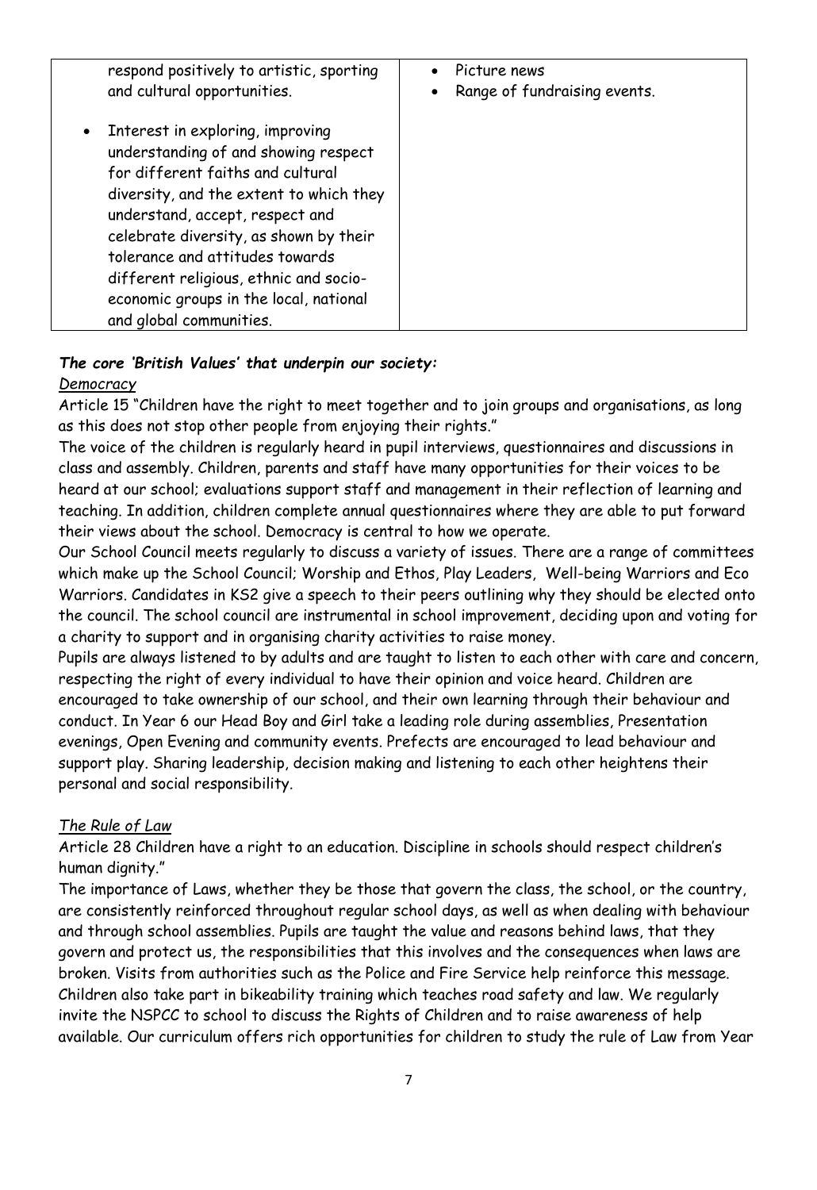| | |
|---|---|
| respond positively to artistic, sporting and cultural opportunities.<br><br>• Interest in exploring, improving understanding of and showing respect for different faiths and cultural diversity, and the extent to which they understand, accept, respect and celebrate diversity, as shown by their tolerance and attitudes towards different religious, ethnic and socio-economic groups in the local, national and global communities. | • Picture news<br>• Range of fundraising events. |

***The core 'British Values' that underpin our society:***

*Democracy*

Article 15 "Children have the right to meet together and to join groups and organisations, as long as this does not stop other people from enjoying their rights."

The voice of the children is regularly heard in pupil interviews, questionnaires and discussions in class and assembly. Children, parents and staff have many opportunities for their voices to be heard at our school; evaluations support staff and management in their reflection of learning and teaching. In addition, children complete annual questionnaires where they are able to put forward their views about the school. Democracy is central to how we operate.

Our School Council meets regularly to discuss a variety of issues. There are a range of committees which make up the School Council; Worship and Ethos, Play Leaders, Well-being Warriors and Eco Warriors. Candidates in KS2 give a speech to their peers outlining why they should be elected onto the council. The school council are instrumental in school improvement, deciding upon and voting for a charity to support and in organising charity activities to raise money.

Pupils are always listened to by adults and are taught to listen to each other with care and concern, respecting the right of every individual to have their opinion and voice heard. Children are encouraged to take ownership of our school, and their own learning through their behaviour and conduct. In Year 6 our Head Boy and Girl take a leading role during assemblies, Presentation evenings, Open Evening and community events. Prefects are encouraged to lead behaviour and support play. Sharing leadership, decision making and listening to each other heightens their personal and social responsibility.

*The Rule of Law*

Article 28 Children have a right to an education. Discipline in schools should respect children's human dignity."

The importance of Laws, whether they be those that govern the class, the school, or the country, are consistently reinforced throughout regular school days, as well as when dealing with behaviour and through school assemblies. Pupils are taught the value and reasons behind laws, that they govern and protect us, the responsibilities that this involves and the consequences when laws are broken. Visits from authorities such as the Police and Fire Service help reinforce this message. Children also take part in bikeability training which teaches road safety and law. We regularly invite the NSPCC to school to discuss the Rights of Children and to raise awareness of help available. Our curriculum offers rich opportunities for children to study the rule of Law from Year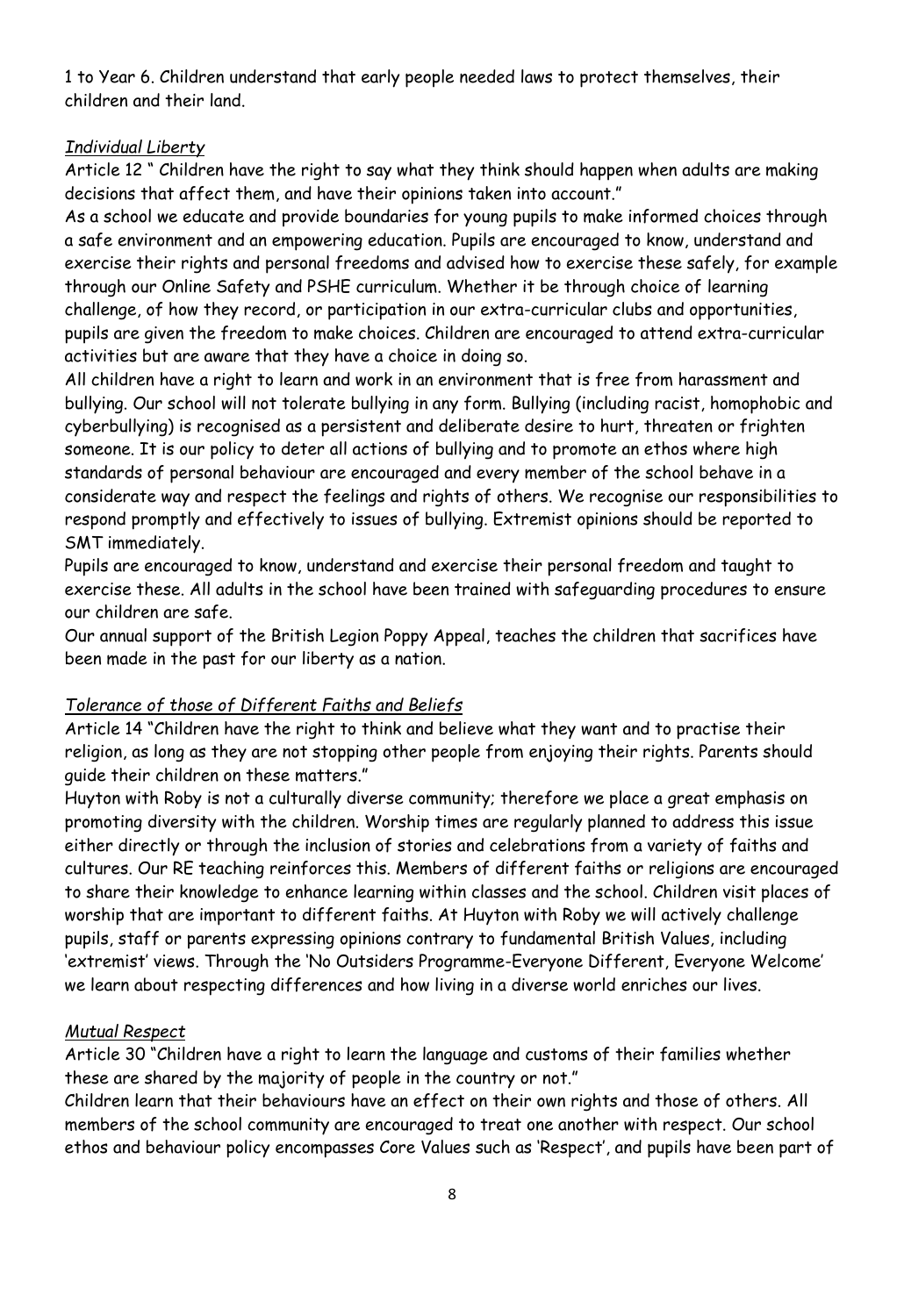1 to Year 6. Children understand that early people needed laws to protect themselves, their children and their land.

*Individual Liberty*

Article 12 " Children have the right to say what they think should happen when adults are making decisions that affect them, and have their opinions taken into account."

As a school we educate and provide boundaries for young pupils to make informed choices through a safe environment and an empowering education. Pupils are encouraged to know, understand and exercise their rights and personal freedoms and advised how to exercise these safely, for example through our Online Safety and PSHE curriculum. Whether it be through choice of learning challenge, of how they record, or participation in our extra-curricular clubs and opportunities, pupils are given the freedom to make choices. Children are encouraged to attend extra-curricular activities but are aware that they have a choice in doing so.

All children have a right to learn and work in an environment that is free from harassment and bullying. Our school will not tolerate bullying in any form. Bullying (including racist, homophobic and cyberbullying) is recognised as a persistent and deliberate desire to hurt, threaten or frighten someone. It is our policy to deter all actions of bullying and to promote an ethos where high standards of personal behaviour are encouraged and every member of the school behave in a considerate way and respect the feelings and rights of others. We recognise our responsibilities to respond promptly and effectively to issues of bullying. Extremist opinions should be reported to SMT immediately.

Pupils are encouraged to know, understand and exercise their personal freedom and taught to exercise these. All adults in the school have been trained with safeguarding procedures to ensure our children are safe.

Our annual support of the British Legion Poppy Appeal, teaches the children that sacrifices have been made in the past for our liberty as a nation.

*Tolerance of those of Different Faiths and Beliefs*

Article 14 "Children have the right to think and believe what they want and to practise their religion, as long as they are not stopping other people from enjoying their rights. Parents should guide their children on these matters."

Huyton with Roby is not a culturally diverse community; therefore we place a great emphasis on promoting diversity with the children. Worship times are regularly planned to address this issue either directly or through the inclusion of stories and celebrations from a variety of faiths and cultures. Our RE teaching reinforces this. Members of different faiths or religions are encouraged to share their knowledge to enhance learning within classes and the school. Children visit places of worship that are important to different faiths. At Huyton with Roby we will actively challenge pupils, staff or parents expressing opinions contrary to fundamental British Values, including 'extremist' views. Through the 'No Outsiders Programme-Everyone Different, Everyone Welcome' we learn about respecting differences and how living in a diverse world enriches our lives.

*Mutual Respect*

Article 30 "Children have a right to learn the language and customs of their families whether these are shared by the majority of people in the country or not."

Children learn that their behaviours have an effect on their own rights and those of others. All members of the school community are encouraged to treat one another with respect. Our school ethos and behaviour policy encompasses Core Values such as 'Respect', and pupils have been part of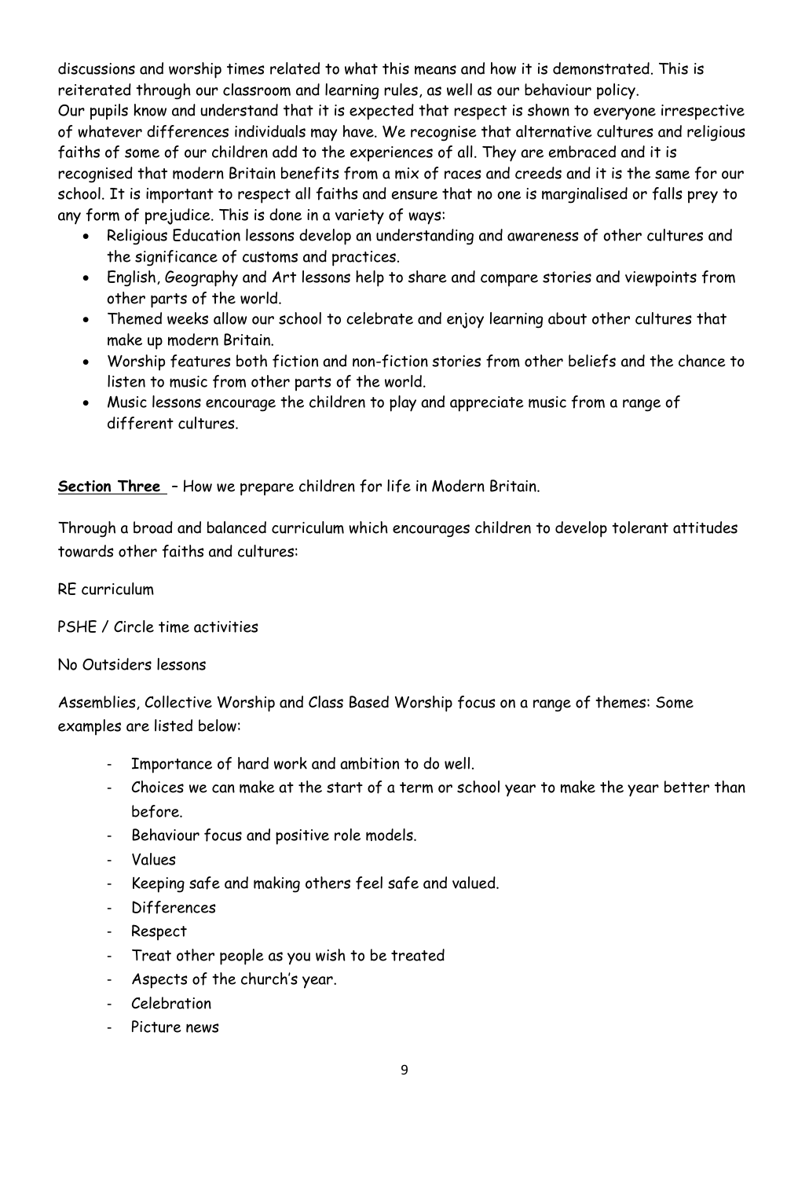discussions and worship times related to what this means and how it is demonstrated. This is reiterated through our classroom and learning rules, as well as our behaviour policy.
Our pupils know and understand that it is expected that respect is shown to everyone irrespective of whatever differences individuals may have. We recognise that alternative cultures and religious faiths of some of our children add to the experiences of all. They are embraced and it is recognised that modern Britain benefits from a mix of races and creeds and it is the same for our school. It is important to respect all faiths and ensure that no one is marginalised or falls prey to any form of prejudice. This is done in a variety of ways:

- Religious Education lessons develop an understanding and awareness of other cultures and the significance of customs and practices.
- English, Geography and Art lessons help to share and compare stories and viewpoints from other parts of the world.
- Themed weeks allow our school to celebrate and enjoy learning about other cultures that make up modern Britain.
- Worship features both fiction and non-fiction stories from other beliefs and the chance to listen to music from other parts of the world.
- Music lessons encourage the children to play and appreciate music from a range of different cultures.

**Section Three** – How we prepare children for life in Modern Britain.

Through a broad and balanced curriculum which encourages children to develop tolerant attitudes towards other faiths and cultures:

RE curriculum

PSHE / Circle time activities

No Outsiders lessons

Assemblies, Collective Worship and Class Based Worship focus on a range of themes: Some examples are listed below:

- Importance of hard work and ambition to do well.
- Choices we can make at the start of a term or school year to make the year better than before.
- Behaviour focus and positive role models.
- Values
- Keeping safe and making others feel safe and valued.
- Differences
- Respect
- Treat other people as you wish to be treated
- Aspects of the church's year.
- Celebration
- Picture news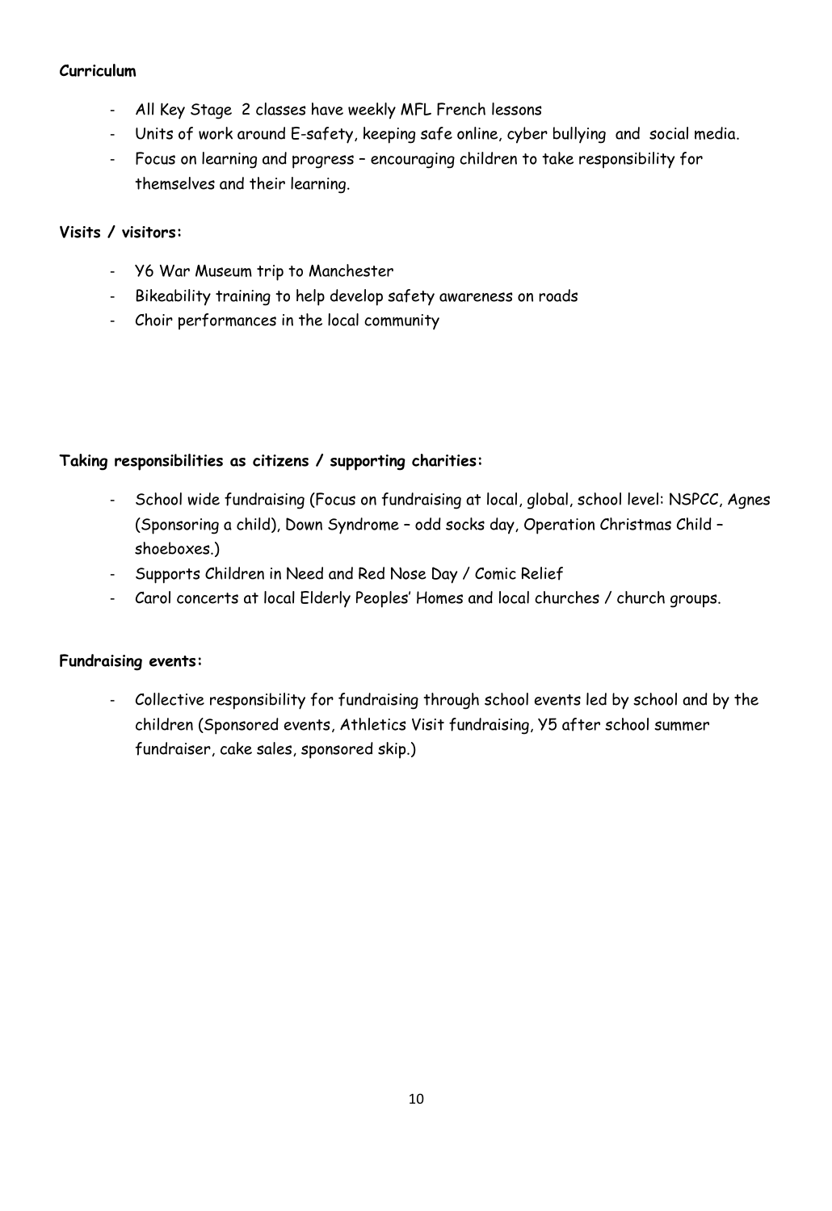**Curriculum**

- All Key Stage 2 classes have weekly MFL French lessons
- Units of work around E-safety, keeping safe online, cyber bullying and social media.
- Focus on learning and progress – encouraging children to take responsibility for themselves and their learning.

**Visits / visitors:**

- Y6 War Museum trip to Manchester
- Bikeability training to help develop safety awareness on roads
- Choir performances in the local community

**Taking responsibilities as citizens / supporting charities:**

- School wide fundraising (Focus on fundraising at local, global, school level: NSPCC, Agnes (Sponsoring a child), Down Syndrome – odd socks day, Operation Christmas Child – shoeboxes.)
- Supports Children in Need and Red Nose Day / Comic Relief
- Carol concerts at local Elderly Peoples' Homes and local churches / church groups.

**Fundraising events:**

- Collective responsibility for fundraising through school events led by school and by the children (Sponsored events, Athletics Visit fundraising, Y5 after school summer fundraiser, cake sales, sponsored skip.)